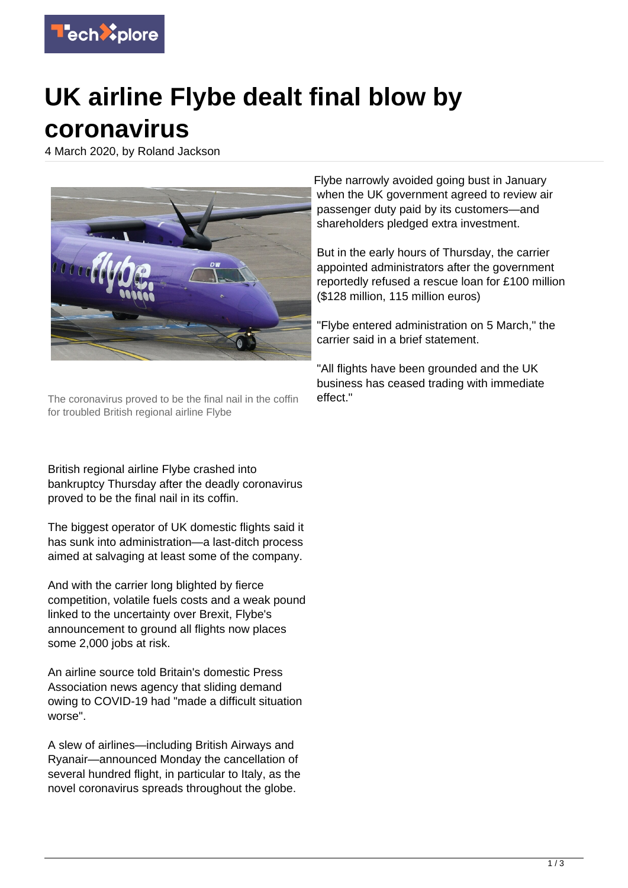# UK airline Flybe dealt final blow by coronavirus

4 March 2020, by Roland Jackson

The coronavirus proved to be the final nail in the coffin for troubled British regional airline Flybe

British regional airline Flybe crashed into bankruptcy Thursday after the deadly coronavirus proved to be the final nail in its coffin.

The biggest operator of UK domestic flights said it has sunk into administration—a last-ditch process aimed at salvaging at least some of the company.

And with the carrier long blighted by fierce competition, volatile fuels costs and a weak pound linked to the uncertainty over Brexit, Flybe's announcement to ground all flights now places some 2,000 jobs at risk.

An airline source told Britain's domestic Press Association news agency that sliding demand owing to COVID-19 had "made a difficult situation worse".

A slew of airlines—including British Airways and Ryanair—announced Monday the cancellation of several hundred flight, in particular to Italy, as the novel coronavirus spreads throughout the globe.

Flybe narrowly avoided going bust in January when the UK government agreed to review air passenger duty paid by its customers—and shareholders pledged extra investment.

But in the early hours of Thursday, the carrier appointed administrators after the government reportedly refused a rescue loan for £100 million ($128 million, 115 million euros)

"Flybe entered administration on 5 March," the carrier said in a brief statement.

"All flights have been grounded and the UK business has ceased trading with immediate effect."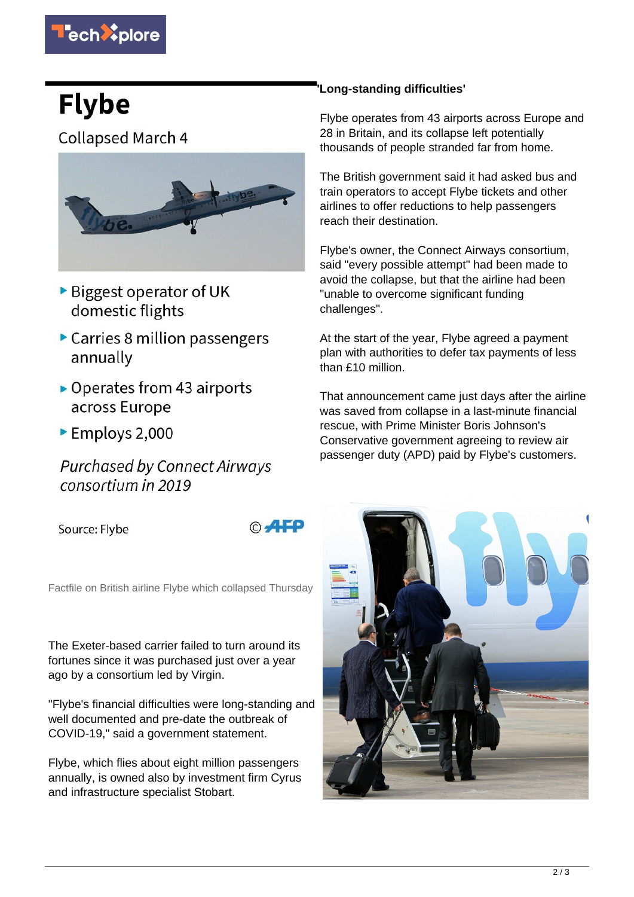# Flybe

Collapsed March 4

- Biggest operator of UK domestic flights
- Carries 8 million passengers annually
- Operates from 43 airports across Europe
- Employs 2,000

*Purchased by Connect Airways consortium in 2019*

Source: Flybe © AFP

Factfile on British airline Flybe which collapsed Thursday

The Exeter-based carrier failed to turn around its fortunes since it was purchased just over a year ago by a consortium led by Virgin.

"Flybe's financial difficulties were long-standing and well documented and pre-date the outbreak of COVID-19," said a government statement.

Flybe, which flies about eight million passengers annually, is owned also by investment firm Cyrus and infrastructure specialist Stobart.

**'Long-standing difficulties'**

Flybe operates from 43 airports across Europe and 28 in Britain, and its collapse left potentially thousands of people stranded far from home.

The British government said it had asked bus and train operators to accept Flybe tickets and other airlines to offer reductions to help passengers reach their destination.

Flybe's owner, the Connect Airways consortium, said "every possible attempt" had been made to avoid the collapse, but that the airline had been "unable to overcome significant funding challenges".

At the start of the year, Flybe agreed a payment plan with authorities to defer tax payments of less than £10 million.

That announcement came just days after the airline was saved from collapse in a last-minute financial rescue, with Prime Minister Boris Johnson's Conservative government agreeing to review air passenger duty (APD) paid by Flybe's customers.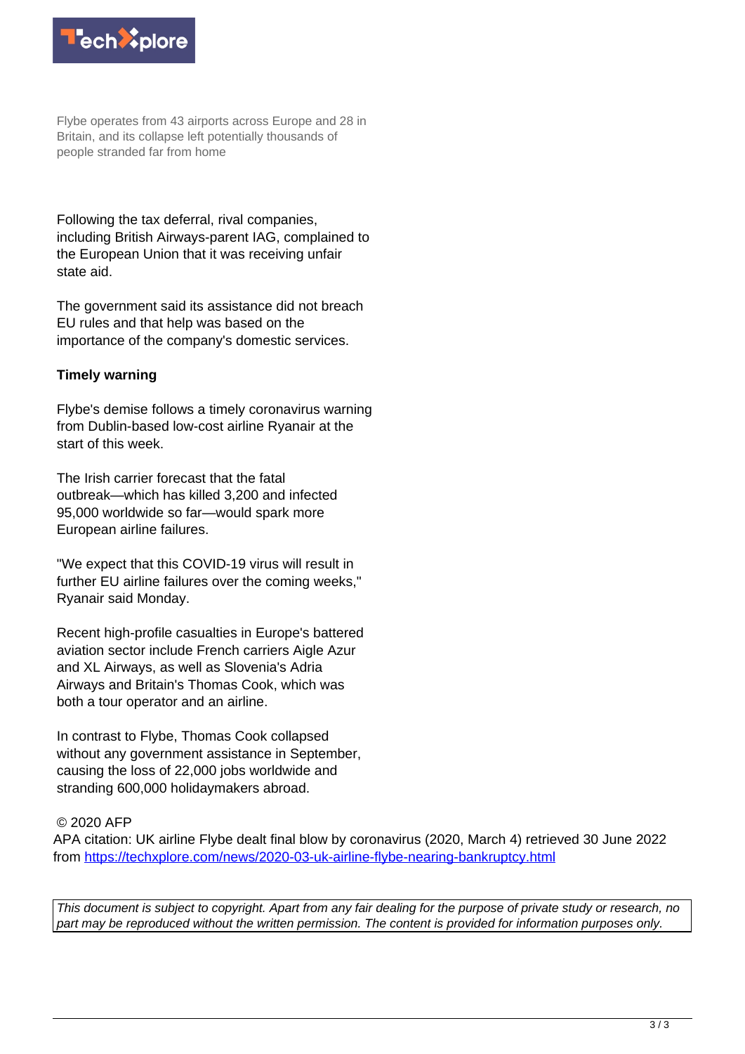Flybe operates from 43 airports across Europe and 28 in Britain, and its collapse left potentially thousands of people stranded far from home

Following the tax deferral, rival companies, including British Airways-parent IAG, complained to the European Union that it was receiving unfair state aid.

The government said its assistance did not breach EU rules and that help was based on the importance of the company's domestic services.

**Timely warning**

Flybe's demise follows a timely coronavirus warning from Dublin-based low-cost airline Ryanair at the start of this week.

The Irish carrier forecast that the fatal outbreak—which has killed 3,200 and infected 95,000 worldwide so far—would spark more European airline failures.

"We expect that this COVID-19 virus will result in further EU airline failures over the coming weeks," Ryanair said Monday.

Recent high-profile casualties in Europe's battered aviation sector include French carriers Aigle Azur and XL Airways, as well as Slovenia's Adria Airways and Britain's Thomas Cook, which was both a tour operator and an airline.

In contrast to Flybe, Thomas Cook collapsed without any government assistance in September, causing the loss of 22,000 jobs worldwide and stranding 600,000 holidaymakers abroad.

© 2020 AFP

APA citation: UK airline Flybe dealt final blow by coronavirus (2020, March 4) retrieved 30 June 2022 from https://techxplore.com/news/2020-03-uk-airline-flybe-nearing-bankruptcy.html

*This document is subject to copyright. Apart from any fair dealing for the purpose of private study or research, no part may be reproduced without the written permission. The content is provided for information purposes only.*